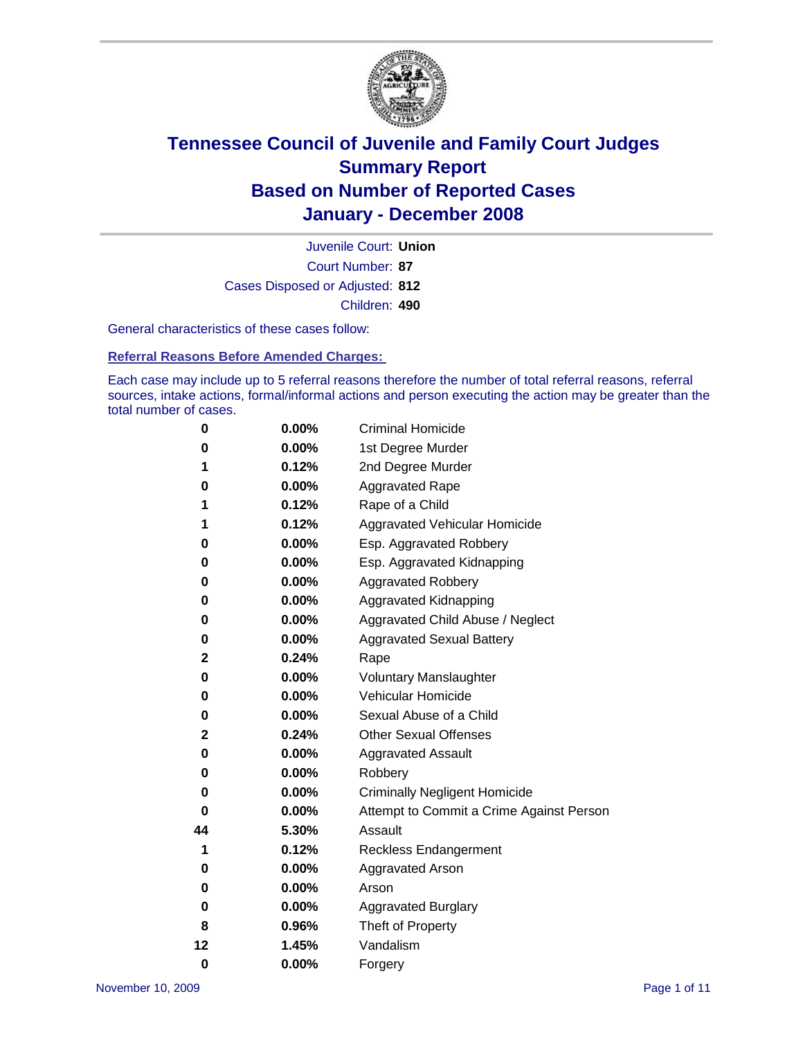# Tennessee Council of Juvenile and Family Court Judges
## Summary Report
## Based on Number of Reported Cases
## January - December 2008

Juvenile Court: **Union**
Court Number: **87**
Cases Disposed or Adjusted: **812**
Children: **490**

General characteristics of these cases follow:

### Referral Reasons Before Amended Charges:

Each case may include up to 5 referral reasons therefore the number of total referral reasons, referral sources, intake actions, formal/informal actions and person executing the action may be greater than the total number of cases.

| | | |
|---|---|---|
| 0 | 0.00% | Criminal Homicide |
| 0 | 0.00% | 1st Degree Murder |
| 1 | 0.12% | 2nd Degree Murder |
| 0 | 0.00% | Aggravated Rape |
| 1 | 0.12% | Rape of a Child |
| 1 | 0.12% | Aggravated Vehicular Homicide |
| 0 | 0.00% | Esp. Aggravated Robbery |
| 0 | 0.00% | Esp. Aggravated Kidnapping |
| 0 | 0.00% | Aggravated Robbery |
| 0 | 0.00% | Aggravated Kidnapping |
| 0 | 0.00% | Aggravated Child Abuse / Neglect |
| 0 | 0.00% | Aggravated Sexual Battery |
| 2 | 0.24% | Rape |
| 0 | 0.00% | Voluntary Manslaughter |
| 0 | 0.00% | Vehicular Homicide |
| 0 | 0.00% | Sexual Abuse of a Child |
| 2 | 0.24% | Other Sexual Offenses |
| 0 | 0.00% | Aggravated Assault |
| 0 | 0.00% | Robbery |
| 0 | 0.00% | Criminally Negligent Homicide |
| 0 | 0.00% | Attempt to Commit a Crime Against Person |
| 44 | 5.30% | Assault |
| 1 | 0.12% | Reckless Endangerment |
| 0 | 0.00% | Aggravated Arson |
| 0 | 0.00% | Arson |
| 0 | 0.00% | Aggravated Burglary |
| 8 | 0.96% | Theft of Property |
| 12 | 1.45% | Vandalism |
| 0 | 0.00% | Forgery |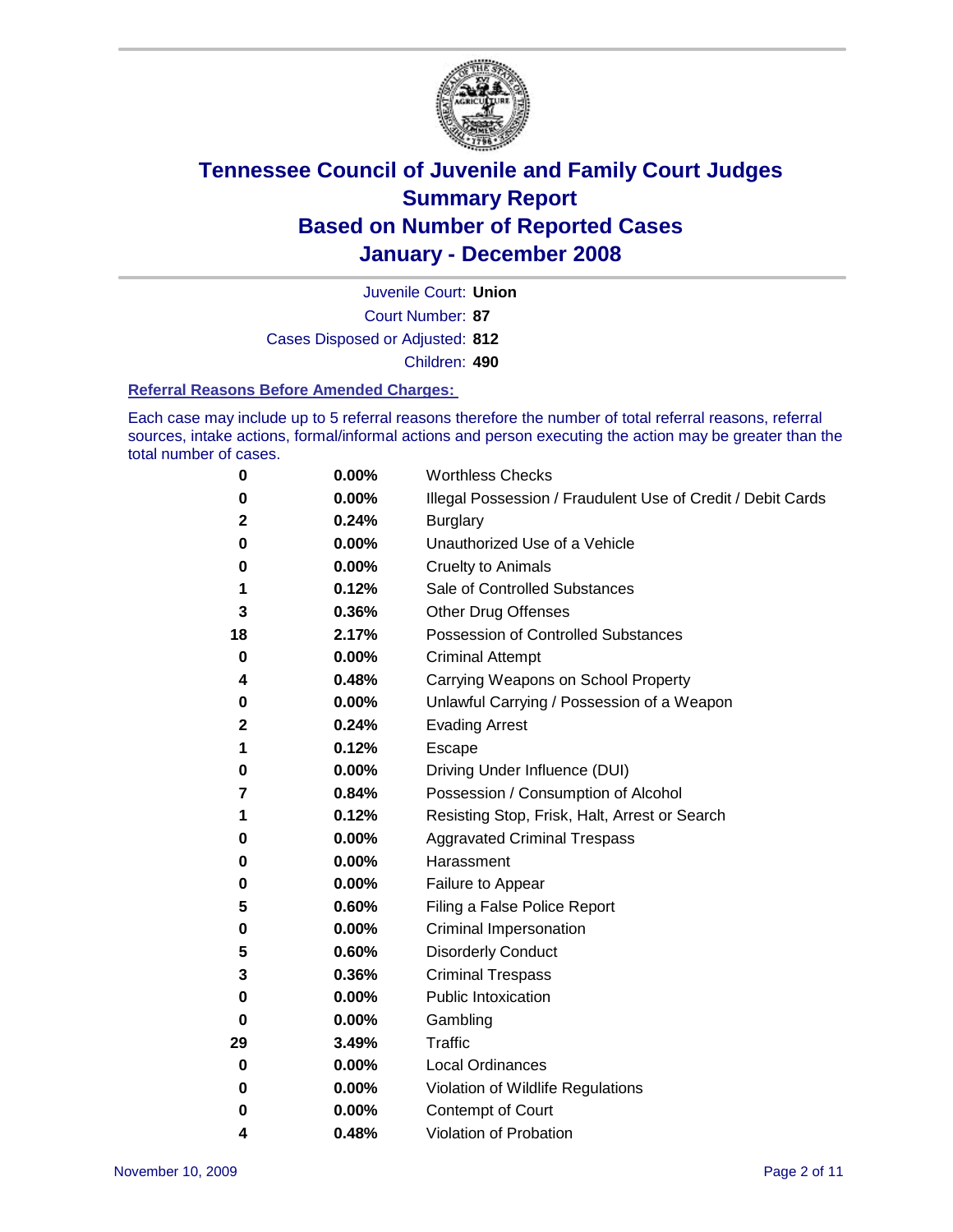# Tennessee Council of Juvenile and Family Court Judges
# Summary Report
# Based on Number of Reported Cases
# January - December 2008

Juvenile Court: **Union**
Court Number: **87**
Cases Disposed or Adjusted: **812**
Children: **490**

### Referral Reasons Before Amended Charges:

Each case may include up to 5 referral reasons therefore the number of total referral reasons, referral sources, intake actions, formal/informal actions and person executing the action may be greater than the total number of cases.

| | | |
|---|---|---|
| 0 | 0.00% | Worthless Checks |
| 0 | 0.00% | Illegal Possession / Fraudulent Use of Credit / Debit Cards |
| 2 | 0.24% | Burglary |
| 0 | 0.00% | Unauthorized Use of a Vehicle |
| 0 | 0.00% | Cruelty to Animals |
| 1 | 0.12% | Sale of Controlled Substances |
| 3 | 0.36% | Other Drug Offenses |
| 18 | 2.17% | Possession of Controlled Substances |
| 0 | 0.00% | Criminal Attempt |
| 4 | 0.48% | Carrying Weapons on School Property |
| 0 | 0.00% | Unlawful Carrying / Possession of a Weapon |
| 2 | 0.24% | Evading Arrest |
| 1 | 0.12% | Escape |
| 0 | 0.00% | Driving Under Influence (DUI) |
| 7 | 0.84% | Possession / Consumption of Alcohol |
| 1 | 0.12% | Resisting Stop, Frisk, Halt, Arrest or Search |
| 0 | 0.00% | Aggravated Criminal Trespass |
| 0 | 0.00% | Harassment |
| 0 | 0.00% | Failure to Appear |
| 5 | 0.60% | Filing a False Police Report |
| 0 | 0.00% | Criminal Impersonation |
| 5 | 0.60% | Disorderly Conduct |
| 3 | 0.36% | Criminal Trespass |
| 0 | 0.00% | Public Intoxication |
| 0 | 0.00% | Gambling |
| 29 | 3.49% | Traffic |
| 0 | 0.00% | Local Ordinances |
| 0 | 0.00% | Violation of Wildlife Regulations |
| 0 | 0.00% | Contempt of Court |
| 4 | 0.48% | Violation of Probation |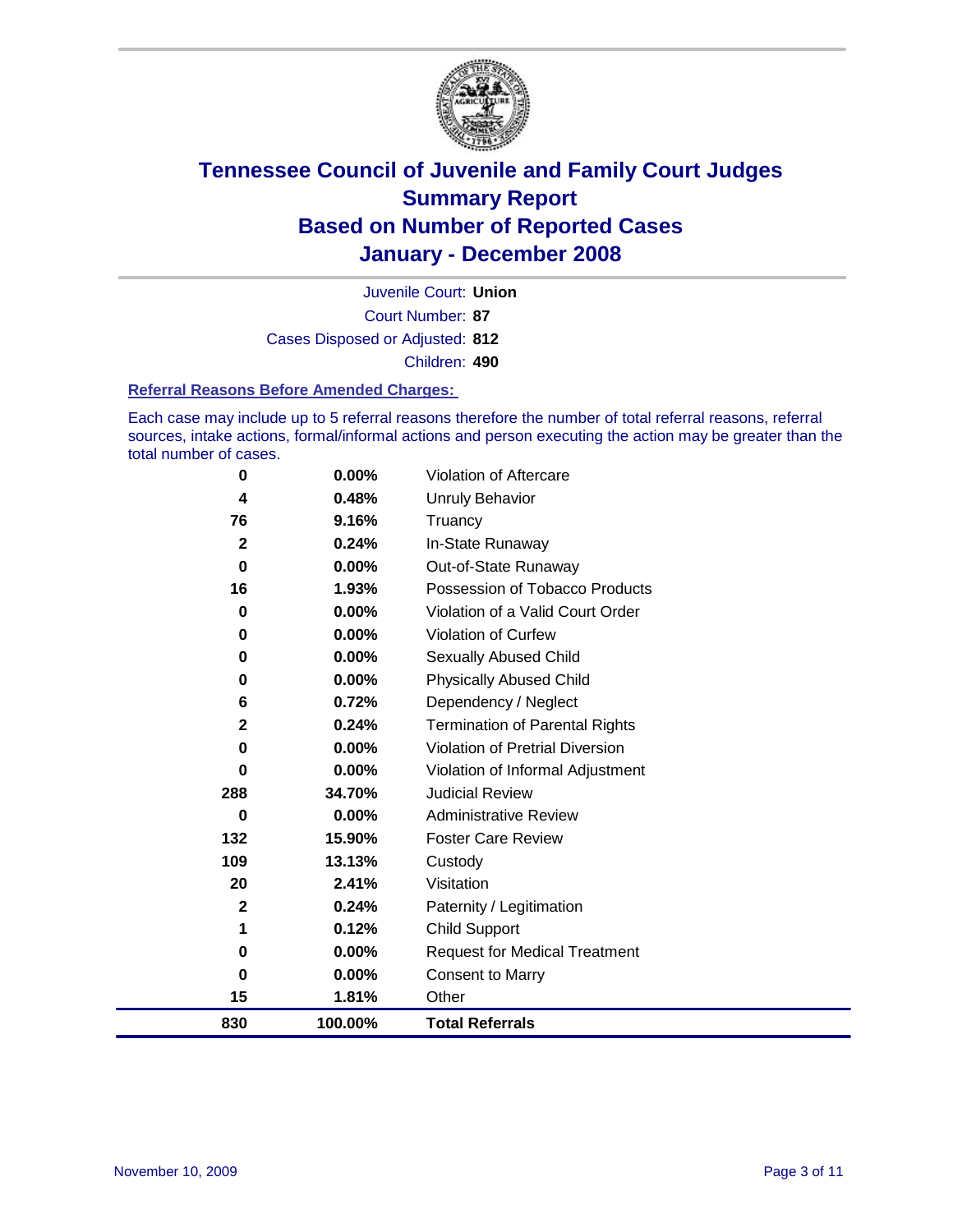# Tennessee Council of Juvenile and Family Court Judges
# Summary Report
# Based on Number of Reported Cases
# January - December 2008

Juvenile Court: **Union**

Court Number: **87**

Cases Disposed or Adjusted: **812**

Children: **490**

### Referral Reasons Before Amended Charges:

Each case may include up to 5 referral reasons therefore the number of total referral reasons, referral sources, intake actions, formal/informal actions and person executing the action may be greater than the total number of cases.

| | | |
|---|---|---|
| 0 | 0.00% | Violation of Aftercare |
| 4 | 0.48% | Unruly Behavior |
| 76 | 9.16% | Truancy |
| 2 | 0.24% | In-State Runaway |
| 0 | 0.00% | Out-of-State Runaway |
| 16 | 1.93% | Possession of Tobacco Products |
| 0 | 0.00% | Violation of a Valid Court Order |
| 0 | 0.00% | Violation of Curfew |
| 0 | 0.00% | Sexually Abused Child |
| 0 | 0.00% | Physically Abused Child |
| 6 | 0.72% | Dependency / Neglect |
| 2 | 0.24% | Termination of Parental Rights |
| 0 | 0.00% | Violation of Pretrial Diversion |
| 0 | 0.00% | Violation of Informal Adjustment |
| 288 | 34.70% | Judicial Review |
| 0 | 0.00% | Administrative Review |
| 132 | 15.90% | Foster Care Review |
| 109 | 13.13% | Custody |
| 20 | 2.41% | Visitation |
| 2 | 0.24% | Paternity / Legitimation |
| 1 | 0.12% | Child Support |
| 0 | 0.00% | Request for Medical Treatment |
| 0 | 0.00% | Consent to Marry |
| 15 | 1.81% | Other |
| **830** | **100.00%** | **Total Referrals** |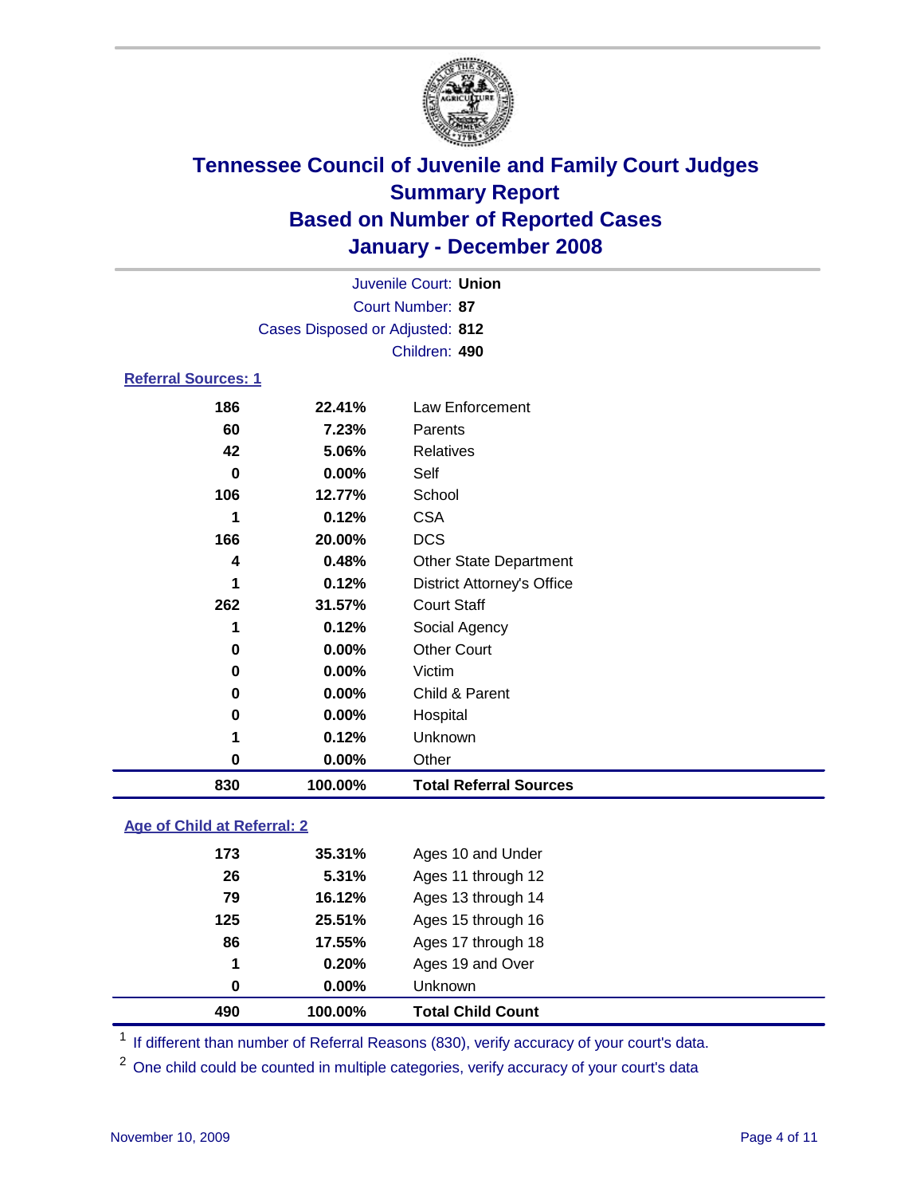# Tennessee Council of Juvenile and Family Court Judges
## Summary Report
## Based on Number of Reported Cases
## January - December 2008

Juvenile Court: **Union**
Court Number: **87**
Cases Disposed or Adjusted: **812**
Children: **490**

### Referral Sources: 1

| | | |
|---|---|---|
| 186 | 22.41% | Law Enforcement |
| 60 | 7.23% | Parents |
| 42 | 5.06% | Relatives |
| 0 | 0.00% | Self |
| 106 | 12.77% | School |
| 1 | 0.12% | CSA |
| 166 | 20.00% | DCS |
| 4 | 0.48% | Other State Department |
| 1 | 0.12% | District Attorney's Office |
| 262 | 31.57% | Court Staff |
| 1 | 0.12% | Social Agency |
| 0 | 0.00% | Other Court |
| 0 | 0.00% | Victim |
| 0 | 0.00% | Child & Parent |
| 0 | 0.00% | Hospital |
| 1 | 0.12% | Unknown |
| 0 | 0.00% | Other |
| **830** | **100.00%** | **Total Referral Sources** |

### Age of Child at Referral: 2

| | | |
|---|---|---|
| 173 | 35.31% | Ages 10 and Under |
| 26 | 5.31% | Ages 11 through 12 |
| 79 | 16.12% | Ages 13 through 14 |
| 125 | 25.51% | Ages 15 through 16 |
| 86 | 17.55% | Ages 17 through 18 |
| 1 | 0.20% | Ages 19 and Over |
| 0 | 0.00% | Unknown |
| **490** | **100.00%** | **Total Child Count** |

[1] If different than number of Referral Reasons (830), verify accuracy of your court's data.

[2] One child could be counted in multiple categories, verify accuracy of your court's data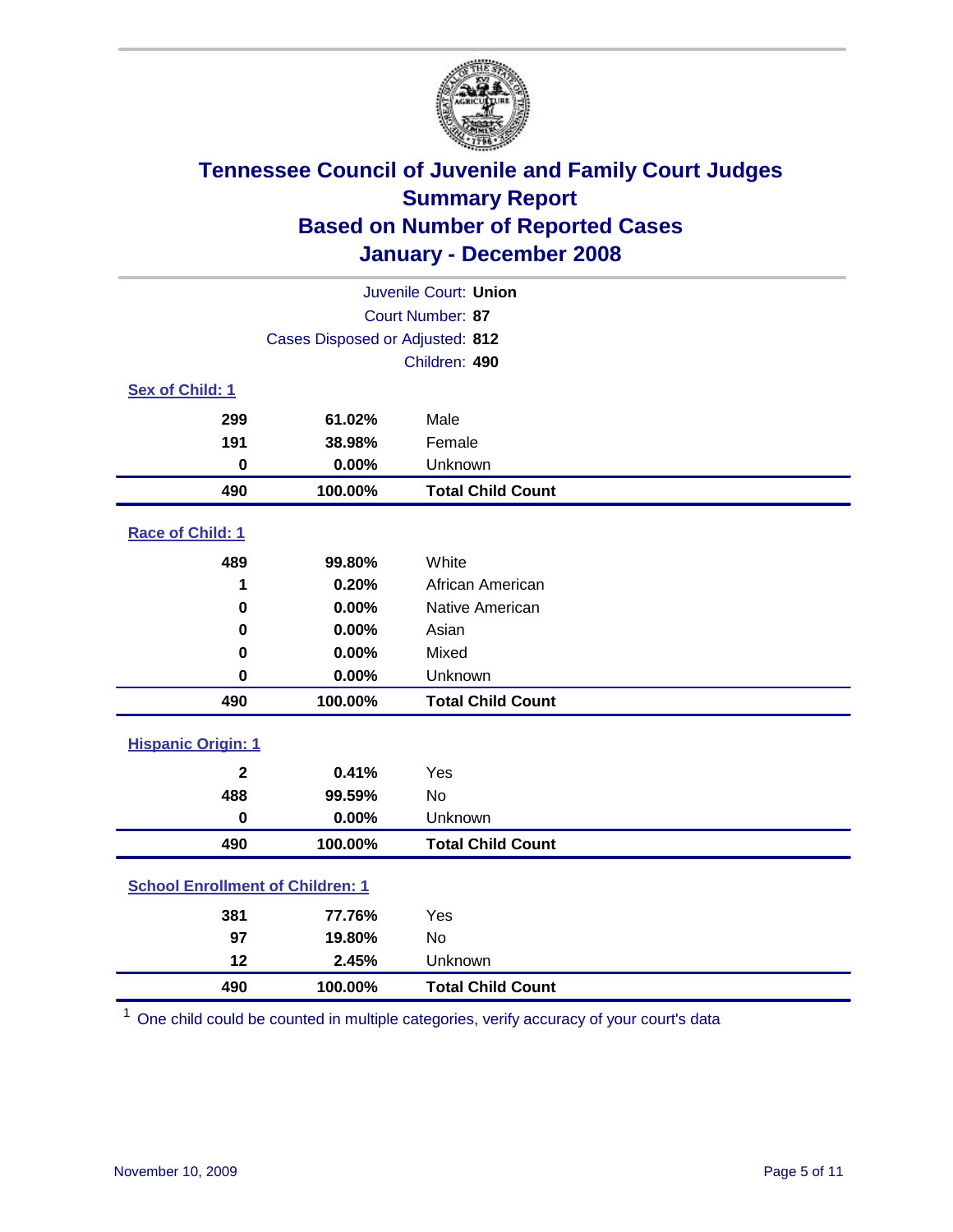# Tennessee Council of Juvenile and Family Court Judges
# Summary Report
# Based on Number of Reported Cases
# January - December 2008

Juvenile Court: **Union**
Court Number: **87**
Cases Disposed or Adjusted: **812**
Children: **490**

**Sex of Child: 1**

| | | |
|---|---|---|
| 299 | 61.02% | Male |
| 191 | 38.98% | Female |
| 0 | 0.00% | Unknown |
| **490** | **100.00%** | **Total Child Count** |

**Race of Child: 1**

| | | |
|---|---|---|
| 489 | 99.80% | White |
| 1 | 0.20% | African American |
| 0 | 0.00% | Native American |
| 0 | 0.00% | Asian |
| 0 | 0.00% | Mixed |
| 0 | 0.00% | Unknown |
| **490** | **100.00%** | **Total Child Count** |

**Hispanic Origin: 1**

| | | |
|---|---|---|
| 2 | 0.41% | Yes |
| 488 | 99.59% | No |
| 0 | 0.00% | Unknown |
| **490** | **100.00%** | **Total Child Count** |

**School Enrollment of Children: 1**

| | | |
|---|---|---|
| 381 | 77.76% | Yes |
| 97 | 19.80% | No |
| 12 | 2.45% | Unknown |
| **490** | **100.00%** | **Total Child Count** |

[1] One child could be counted in multiple categories, verify accuracy of your court's data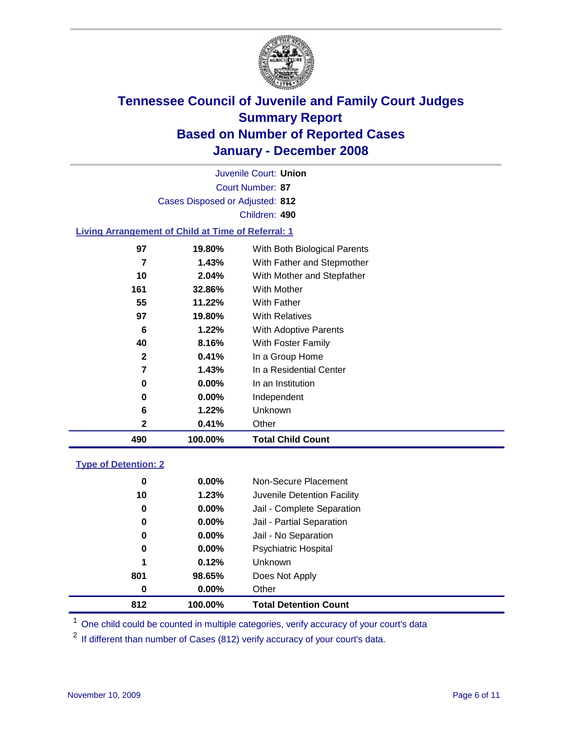# Tennessee Council of Juvenile and Family Court Judges
## Summary Report
## Based on Number of Reported Cases
## January - December 2008

Juvenile Court: **Union**
Court Number: **87**
Cases Disposed or Adjusted: **812**
Children: **490**

### Living Arrangement of Child at Time of Referral: 1

| Count | Percent | Category |
|---|---|---|
| 97 | 19.80% | With Both Biological Parents |
| 7 | 1.43% | With Father and Stepmother |
| 10 | 2.04% | With Mother and Stepfather |
| 161 | 32.86% | With Mother |
| 55 | 11.22% | With Father |
| 97 | 19.80% | With Relatives |
| 6 | 1.22% | With Adoptive Parents |
| 40 | 8.16% | With Foster Family |
| 2 | 0.41% | In a Group Home |
| 7 | 1.43% | In a Residential Center |
| 0 | 0.00% | In an Institution |
| 0 | 0.00% | Independent |
| 6 | 1.22% | Unknown |
| 2 | 0.41% | Other |
| **490** | **100.00%** | **Total Child Count** |

### Type of Detention: 2

| Count | Percent | Category |
|---|---|---|
| 0 | 0.00% | Non-Secure Placement |
| 10 | 1.23% | Juvenile Detention Facility |
| 0 | 0.00% | Jail - Complete Separation |
| 0 | 0.00% | Jail - Partial Separation |
| 0 | 0.00% | Jail - No Separation |
| 0 | 0.00% | Psychiatric Hospital |
| 1 | 0.12% | Unknown |
| 801 | 98.65% | Does Not Apply |
| 0 | 0.00% | Other |
| **812** | **100.00%** | **Total Detention Count** |

[1] One child could be counted in multiple categories, verify accuracy of your court's data

[2] If different than number of Cases (812) verify accuracy of your court's data.

November 10, 2009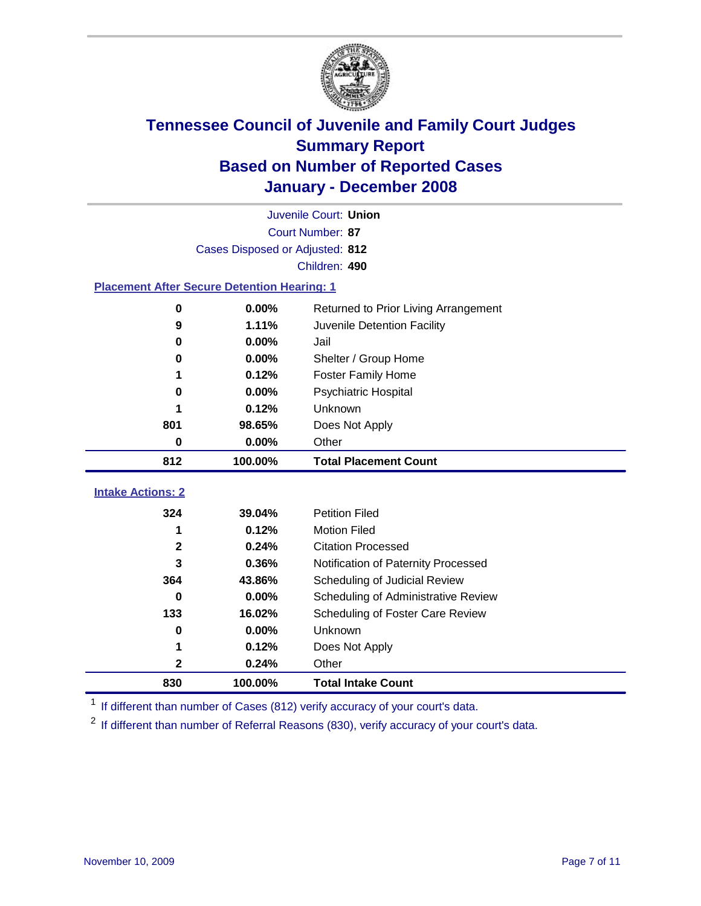# Tennessee Council of Juvenile and Family Court Judges
## Summary Report
## Based on Number of Reported Cases
## January - December 2008

Juvenile Court: **Union**
Court Number: **87**
Cases Disposed or Adjusted: **812**
Children: **490**

### Placement After Secure Detention Hearing: 1

| | | |
|---|---|---|
| 0 | 0.00% | Returned to Prior Living Arrangement |
| 9 | 1.11% | Juvenile Detention Facility |
| 0 | 0.00% | Jail |
| 0 | 0.00% | Shelter / Group Home |
| 1 | 0.12% | Foster Family Home |
| 0 | 0.00% | Psychiatric Hospital |
| 1 | 0.12% | Unknown |
| 801 | 98.65% | Does Not Apply |
| 0 | 0.00% | Other |
| **812** | **100.00%** | **Total Placement Count** |

### Intake Actions: 2

| | | |
|---|---|---|
| 324 | 39.04% | Petition Filed |
| 1 | 0.12% | Motion Filed |
| 2 | 0.24% | Citation Processed |
| 3 | 0.36% | Notification of Paternity Processed |
| 364 | 43.86% | Scheduling of Judicial Review |
| 0 | 0.00% | Scheduling of Administrative Review |
| 133 | 16.02% | Scheduling of Foster Care Review |
| 0 | 0.00% | Unknown |
| 1 | 0.12% | Does Not Apply |
| 2 | 0.24% | Other |
| **830** | **100.00%** | **Total Intake Count** |

[1] If different than number of Cases (812) verify accuracy of your court's data.

[2] If different than number of Referral Reasons (830), verify accuracy of your court's data.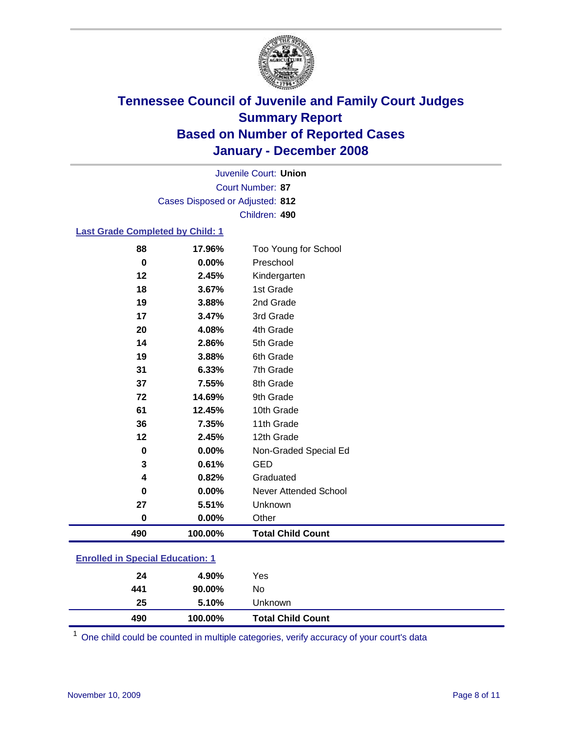# Tennessee Council of Juvenile and Family Court Judges
## Summary Report
## Based on Number of Reported Cases
## January - December 2008

Juvenile Court: **Union**

Court Number: **87**

Cases Disposed or Adjusted: **812**

Children: **490**

### Last Grade Completed by Child: 1

| | | |
|---|---|---|
| 88 | 17.96% | Too Young for School |
| 0 | 0.00% | Preschool |
| 12 | 2.45% | Kindergarten |
| 18 | 3.67% | 1st Grade |
| 19 | 3.88% | 2nd Grade |
| 17 | 3.47% | 3rd Grade |
| 20 | 4.08% | 4th Grade |
| 14 | 2.86% | 5th Grade |
| 19 | 3.88% | 6th Grade |
| 31 | 6.33% | 7th Grade |
| 37 | 7.55% | 8th Grade |
| 72 | 14.69% | 9th Grade |
| 61 | 12.45% | 10th Grade |
| 36 | 7.35% | 11th Grade |
| 12 | 2.45% | 12th Grade |
| 0 | 0.00% | Non-Graded Special Ed |
| 3 | 0.61% | GED |
| 4 | 0.82% | Graduated |
| 0 | 0.00% | Never Attended School |
| 27 | 5.51% | Unknown |
| 0 | 0.00% | Other |
| **490** | **100.00%** | **Total Child Count** |

### Enrolled in Special Education: 1

| | | |
|---|---|---|
| 24 | 4.90% | Yes |
| 441 | 90.00% | No |
| 25 | 5.10% | Unknown |
| **490** | **100.00%** | **Total Child Count** |

[1] One child could be counted in multiple categories, verify accuracy of your court's data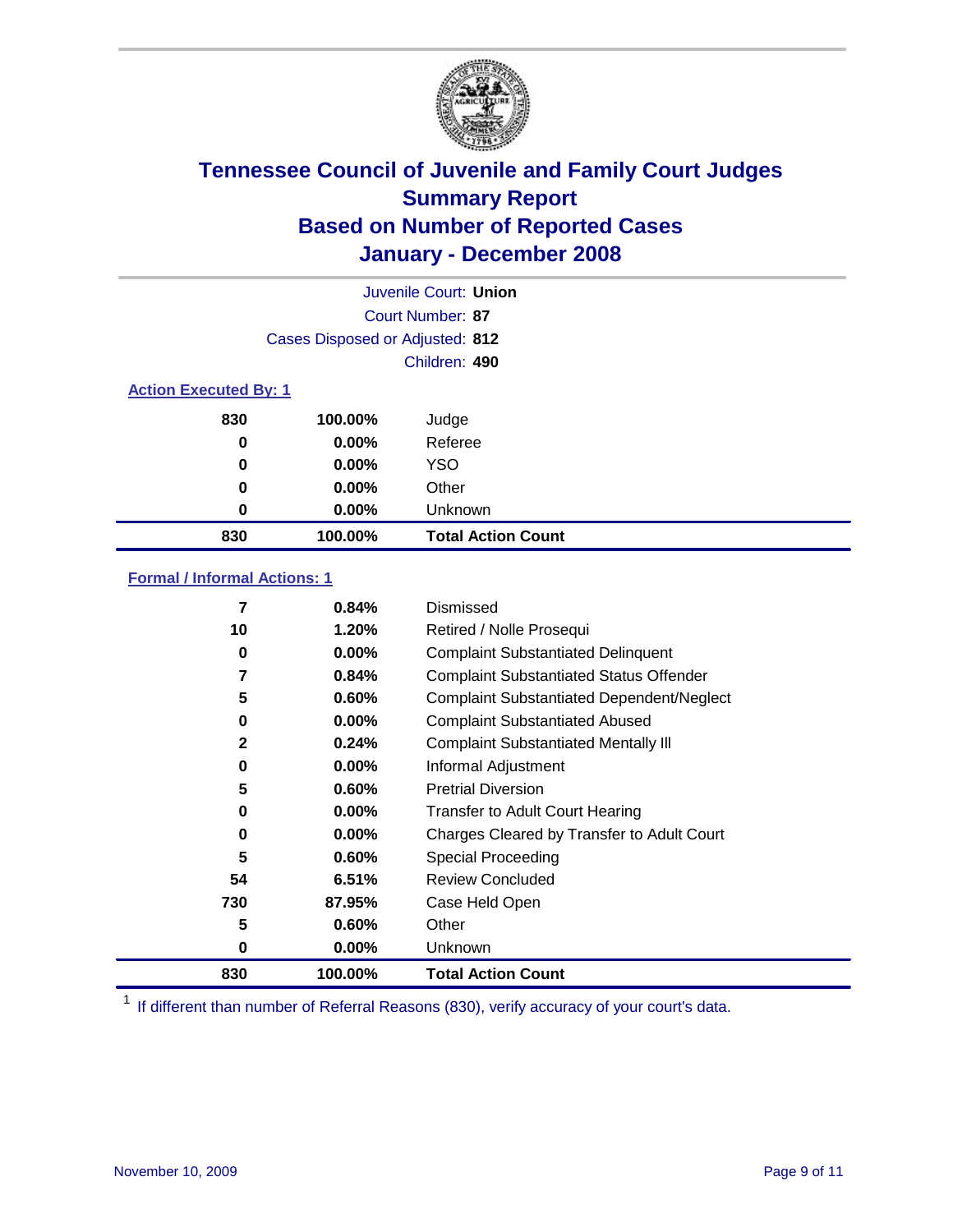# Tennessee Council of Juvenile and Family Court Judges
## Summary Report
## Based on Number of Reported Cases
## January - December 2008

Juvenile Court: **Union**
Court Number: **87**
Cases Disposed or Adjusted: **812**
Children: **490**

### Action Executed By: 1

| | | |
|---|---|---|
| 830 | 100.00% | Judge |
| 0 | 0.00% | Referee |
| 0 | 0.00% | YSO |
| 0 | 0.00% | Other |
| 0 | 0.00% | Unknown |
| **830** | **100.00%** | **Total Action Count** |

### Formal / Informal Actions: 1

| | | |
|---|---|---|
| 7 | 0.84% | Dismissed |
| 10 | 1.20% | Retired / Nolle Prosequi |
| 0 | 0.00% | Complaint Substantiated Delinquent |
| 7 | 0.84% | Complaint Substantiated Status Offender |
| 5 | 0.60% | Complaint Substantiated Dependent/Neglect |
| 0 | 0.00% | Complaint Substantiated Abused |
| 2 | 0.24% | Complaint Substantiated Mentally Ill |
| 0 | 0.00% | Informal Adjustment |
| 5 | 0.60% | Pretrial Diversion |
| 0 | 0.00% | Transfer to Adult Court Hearing |
| 0 | 0.00% | Charges Cleared by Transfer to Adult Court |
| 5 | 0.60% | Special Proceeding |
| 54 | 6.51% | Review Concluded |
| 730 | 87.95% | Case Held Open |
| 5 | 0.60% | Other |
| 0 | 0.00% | Unknown |
| **830** | **100.00%** | **Total Action Count** |

[1] If different than number of Referral Reasons (830), verify accuracy of your court's data.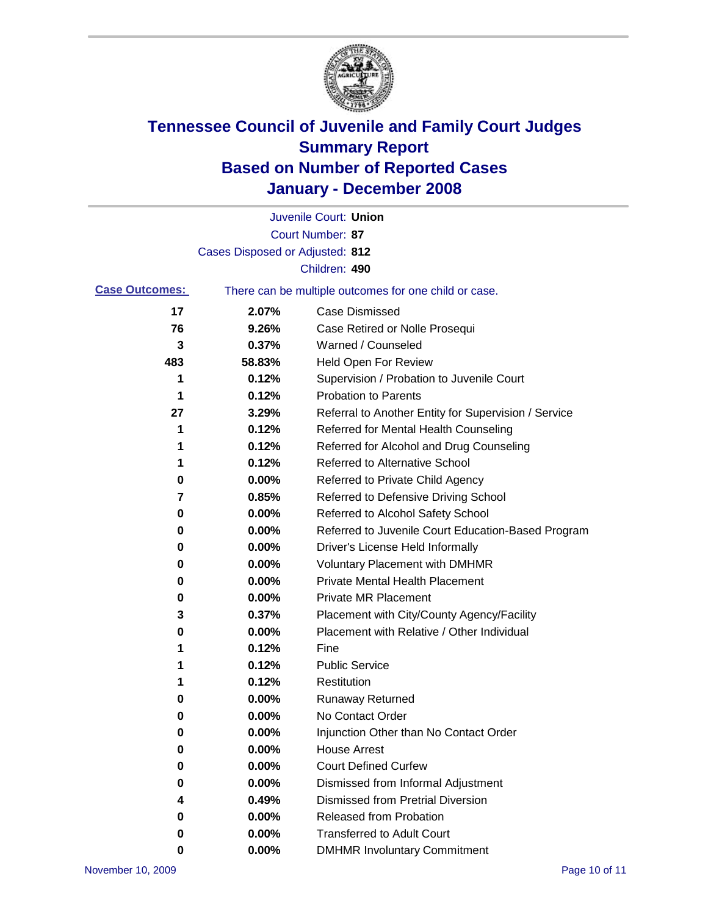# Tennessee Council of Juvenile and Family Court Judges
## Summary Report
## Based on Number of Reported Cases
## January - December 2008

Juvenile Court: **Union**

Court Number: **87**

Cases Disposed or Adjusted: **812**

Children: **490**

**Case Outcomes:** There can be multiple outcomes for one child or case.

| Count | Percent | Outcome |
|---|---|---|
| 17 | 2.07% | Case Dismissed |
| 76 | 9.26% | Case Retired or Nolle Prosequi |
| 3 | 0.37% | Warned / Counseled |
| 483 | 58.83% | Held Open For Review |
| 1 | 0.12% | Supervision / Probation to Juvenile Court |
| 1 | 0.12% | Probation to Parents |
| 27 | 3.29% | Referral to Another Entity for Supervision / Service |
| 1 | 0.12% | Referred for Mental Health Counseling |
| 1 | 0.12% | Referred for Alcohol and Drug Counseling |
| 1 | 0.12% | Referred to Alternative School |
| 0 | 0.00% | Referred to Private Child Agency |
| 7 | 0.85% | Referred to Defensive Driving School |
| 0 | 0.00% | Referred to Alcohol Safety School |
| 0 | 0.00% | Referred to Juvenile Court Education-Based Program |
| 0 | 0.00% | Driver's License Held Informally |
| 0 | 0.00% | Voluntary Placement with DMHMR |
| 0 | 0.00% | Private Mental Health Placement |
| 0 | 0.00% | Private MR Placement |
| 3 | 0.37% | Placement with City/County Agency/Facility |
| 0 | 0.00% | Placement with Relative / Other Individual |
| 1 | 0.12% | Fine |
| 1 | 0.12% | Public Service |
| 1 | 0.12% | Restitution |
| 0 | 0.00% | Runaway Returned |
| 0 | 0.00% | No Contact Order |
| 0 | 0.00% | Injunction Other than No Contact Order |
| 0 | 0.00% | House Arrest |
| 0 | 0.00% | Court Defined Curfew |
| 0 | 0.00% | Dismissed from Informal Adjustment |
| 4 | 0.49% | Dismissed from Pretrial Diversion |
| 0 | 0.00% | Released from Probation |
| 0 | 0.00% | Transferred to Adult Court |
| 0 | 0.00% | DMHMR Involuntary Commitment |

November 10, 2009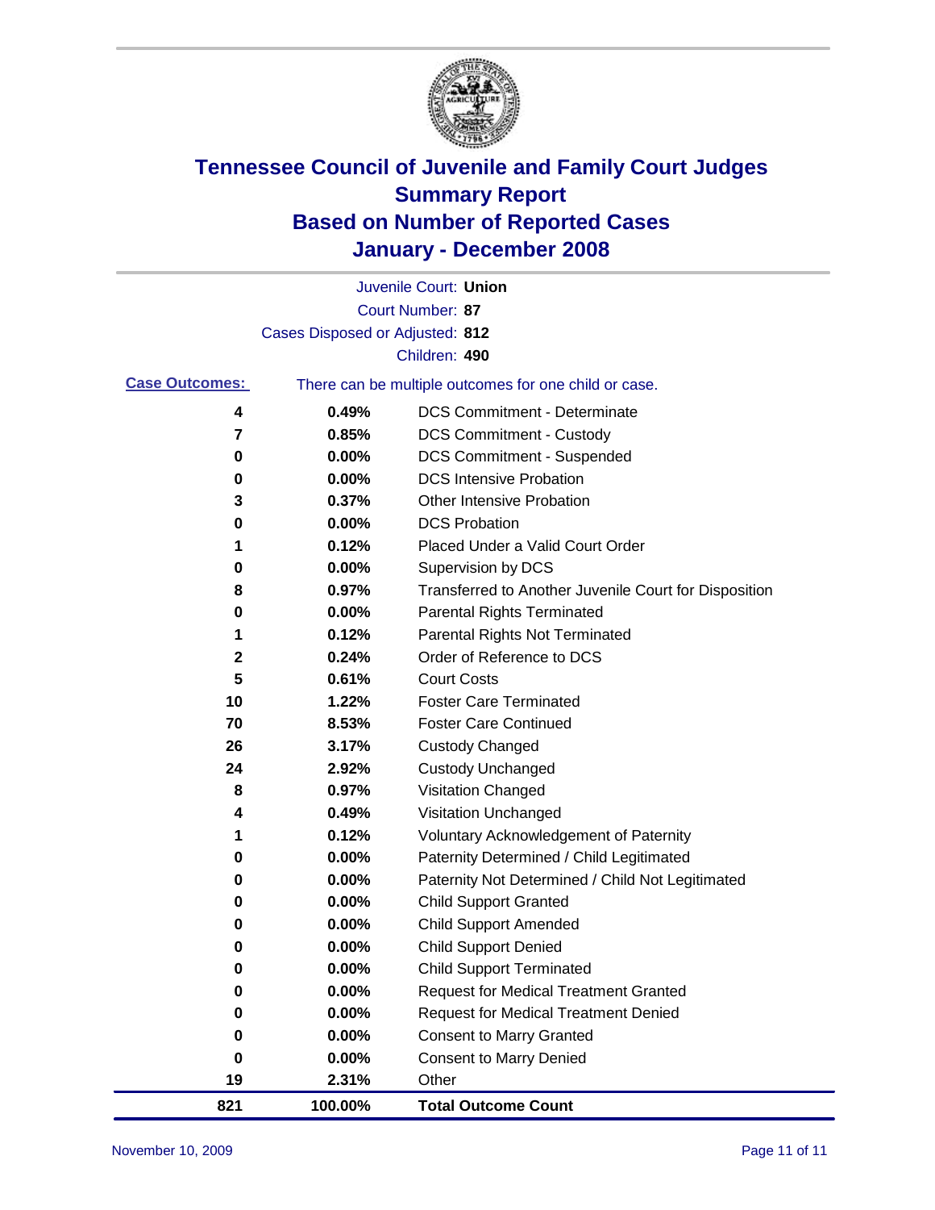# Tennessee Council of Juvenile and Family Court Judges
# Summary Report
# Based on Number of Reported Cases
# January - December 2008

Juvenile Court: **Union**

Court Number: **87**

Cases Disposed or Adjusted: **812**

Children: **490**

**Case Outcomes:** There can be multiple outcomes for one child or case.

| | | |
|---|---|---|
| 4 | 0.49% | DCS Commitment - Determinate |
| 7 | 0.85% | DCS Commitment - Custody |
| 0 | 0.00% | DCS Commitment - Suspended |
| 0 | 0.00% | DCS Intensive Probation |
| 3 | 0.37% | Other Intensive Probation |
| 0 | 0.00% | DCS Probation |
| 1 | 0.12% | Placed Under a Valid Court Order |
| 0 | 0.00% | Supervision by DCS |
| 8 | 0.97% | Transferred to Another Juvenile Court for Disposition |
| 0 | 0.00% | Parental Rights Terminated |
| 1 | 0.12% | Parental Rights Not Terminated |
| 2 | 0.24% | Order of Reference to DCS |
| 5 | 0.61% | Court Costs |
| 10 | 1.22% | Foster Care Terminated |
| 70 | 8.53% | Foster Care Continued |
| 26 | 3.17% | Custody Changed |
| 24 | 2.92% | Custody Unchanged |
| 8 | 0.97% | Visitation Changed |
| 4 | 0.49% | Visitation Unchanged |
| 1 | 0.12% | Voluntary Acknowledgement of Paternity |
| 0 | 0.00% | Paternity Determined / Child Legitimated |
| 0 | 0.00% | Paternity Not Determined / Child Not Legitimated |
| 0 | 0.00% | Child Support Granted |
| 0 | 0.00% | Child Support Amended |
| 0 | 0.00% | Child Support Denied |
| 0 | 0.00% | Child Support Terminated |
| 0 | 0.00% | Request for Medical Treatment Granted |
| 0 | 0.00% | Request for Medical Treatment Denied |
| 0 | 0.00% | Consent to Marry Granted |
| 0 | 0.00% | Consent to Marry Denied |
| 19 | 2.31% | Other |
| **821** | **100.00%** | **Total Outcome Count** |

November 10, 2009